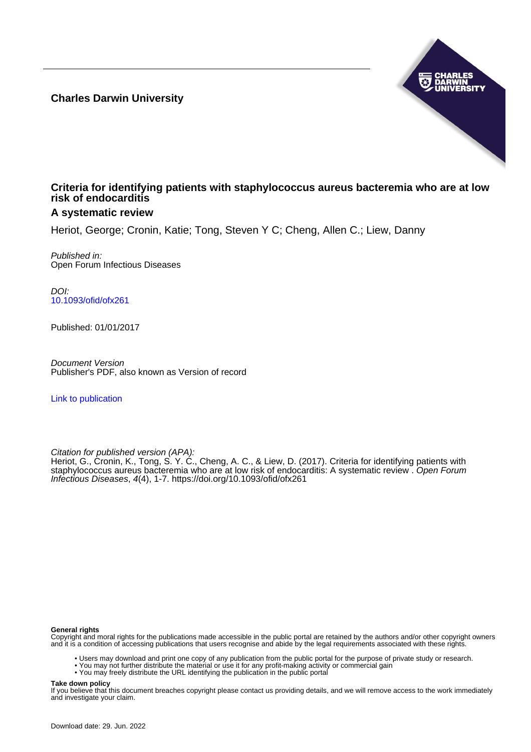**Charles Darwin University**

# Criteria for identifying patients with staphylococcus aureus bacteremia who are at low risk of endocarditis

## A systematic review

Heriot, George; Cronin, Katie; Tong, Steven Y C; Cheng, Allen C.; Liew, Danny

*Published in:*
Open Forum Infectious Diseases

*DOI:*
10.1093/ofid/ofx261

Published: 01/01/2017

*Document Version*
Publisher's PDF, also known as Version of record

Link to publication

*Citation for published version (APA):*
Heriot, G., Cronin, K., Tong, S. Y. C., Cheng, A. C., & Liew, D. (2017). Criteria for identifying patients with staphylococcus aureus bacteremia who are at low risk of endocarditis: A systematic review . *Open Forum Infectious Diseases*, *4*(4), 1-7. https://doi.org/10.1093/ofid/ofx261

**General rights**
Copyright and moral rights for the publications made accessible in the public portal are retained by the authors and/or other copyright owners and it is a condition of accessing publications that users recognise and abide by the legal requirements associated with these rights.

- Users may download and print one copy of any publication from the public portal for the purpose of private study or research.
- You may not further distribute the material or use it for any profit-making activity or commercial gain
- You may freely distribute the URL identifying the publication in the public portal

**Take down policy**
If you believe that this document breaches copyright please contact us providing details, and we will remove access to the work immediately and investigate your claim.

Download date: 29. Jun. 2022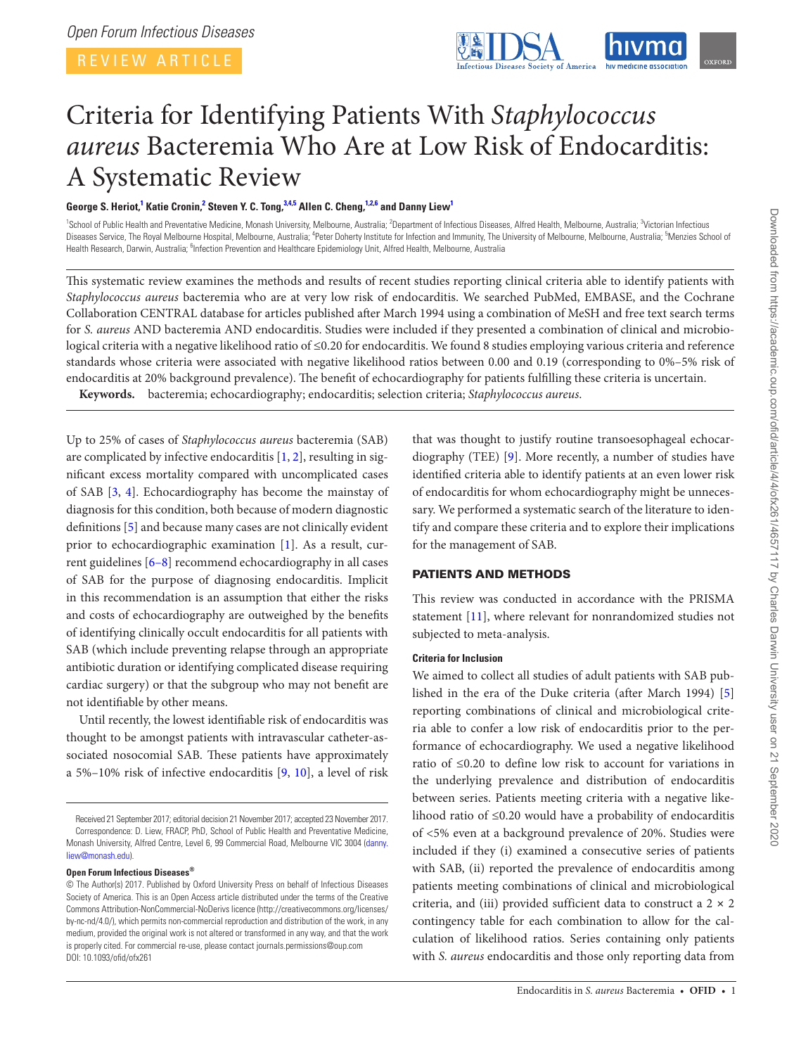# Criteria for Identifying Patients With *Staphylococcus aureus* Bacteremia Who Are at Low Risk of Endocarditis: A Systematic Review

**George S. Heriot,[1] Katie Cronin,[2] Steven Y. C. Tong,[3,4,5] Allen C. Cheng,[1,2,6] and Danny Liew[1]**

[1]School of Public Health and Preventative Medicine, Monash University, Melbourne, Australia; [2]Department of Infectious Diseases, Alfred Health, Melbourne, Australia; [3]Victorian Infectious Diseases Service, The Royal Melbourne Hospital, Melbourne, Australia; [4]Peter Doherty Institute for Infection and Immunity, The University of Melbourne, Melbourne, Australia; [5]Menzies School of Health Research, Darwin, Australia; [6]Infection Prevention and Healthcare Epidemiology Unit, Alfred Health, Melbourne, Australia

This systematic review examines the methods and results of recent studies reporting clinical criteria able to identify patients with *Staphylococcus aureus* bacteremia who are at very low risk of endocarditis. We searched PubMed, EMBASE, and the Cochrane Collaboration CENTRAL database for articles published after March 1994 using a combination of MeSH and free text search terms for *S. aureus* AND bacteremia AND endocarditis. Studies were included if they presented a combination of clinical and microbiological criteria with a negative likelihood ratio of ≤0.20 for endocarditis. We found 8 studies employing various criteria and reference standards whose criteria were associated with negative likelihood ratios between 0.00 and 0.19 (corresponding to 0%–5% risk of endocarditis at 20% background prevalence). The benefit of echocardiography for patients fulfilling these criteria is uncertain.

**Keywords.** bacteremia; echocardiography; endocarditis; selection criteria; *Staphylococcus aureus*.

Up to 25% of cases of *Staphylococcus aureus* bacteremia (SAB) are complicated by infective endocarditis [1, 2], resulting in significant excess mortality compared with uncomplicated cases of SAB [3, 4]. Echocardiography has become the mainstay of diagnosis for this condition, both because of modern diagnostic definitions [5] and because many cases are not clinically evident prior to echocardiographic examination [1]. As a result, current guidelines [6–8] recommend echocardiography in all cases of SAB for the purpose of diagnosing endocarditis. Implicit in this recommendation is an assumption that either the risks and costs of echocardiography are outweighed by the benefits of identifying clinically occult endocarditis for all patients with SAB (which include preventing relapse through an appropriate antibiotic duration or identifying complicated disease requiring cardiac surgery) or that the subgroup who may not benefit are not identifiable by other means.

Until recently, the lowest identifiable risk of endocarditis was thought to be amongst patients with intravascular catheter-associated nosocomial SAB. These patients have approximately a 5%–10% risk of infective endocarditis [9, 10], a level of risk that was thought to justify routine transoesophageal echocardiography (TEE) [9]. More recently, a number of studies have identified criteria able to identify patients at an even lower risk of endocarditis for whom echocardiography might be unnecessary. We performed a systematic search of the literature to identify and compare these criteria and to explore their implications for the management of SAB.

## PATIENTS AND METHODS

This review was conducted in accordance with the PRISMA statement [11], where relevant for nonrandomized studies not subjected to meta-analysis.

### Criteria for Inclusion

We aimed to collect all studies of adult patients with SAB published in the era of the Duke criteria (after March 1994) [5] reporting combinations of clinical and microbiological criteria able to confer a low risk of endocarditis prior to the performance of echocardiography. We used a negative likelihood ratio of ≤0.20 to define low risk to account for variations in the underlying prevalence and distribution of endocarditis between series. Patients meeting criteria with a negative likelihood ratio of ≤0.20 would have a probability of endocarditis of <5% even at a background prevalence of 20%. Studies were included if they (i) examined a consecutive series of patients with SAB, (ii) reported the prevalence of endocarditis among patients meeting combinations of clinical and microbiological criteria, and (iii) provided sufficient data to construct a 2 × 2 contingency table for each combination to allow for the calculation of likelihood ratios. Series containing only patients with *S. aureus* endocarditis and those only reporting data from

Received 21 September 2017; editorial decision 21 November 2017; accepted 23 November 2017.
Correspondence: D. Liew, FRACP, PhD, School of Public Health and Preventative Medicine, Monash University, Alfred Centre, Level 6, 99 Commercial Road, Melbourne VIC 3004 (danny.liew@monash.edu).

**Open Forum Infectious Diseases®**
© The Author(s) 2017. Published by Oxford University Press on behalf of Infectious Diseases Society of America. This is an Open Access article distributed under the terms of the Creative Commons Attribution-NonCommercial-NoDerivs licence (http://creativecommons.org/licenses/by-nc-nd/4.0/), which permits non-commercial reproduction and distribution of the work, in any medium, provided the original work is not altered or transformed in any way, and that the work is properly cited. For commercial re-use, please contact journals.permissions@oup.com
DOI: 10.1093/ofid/ofx261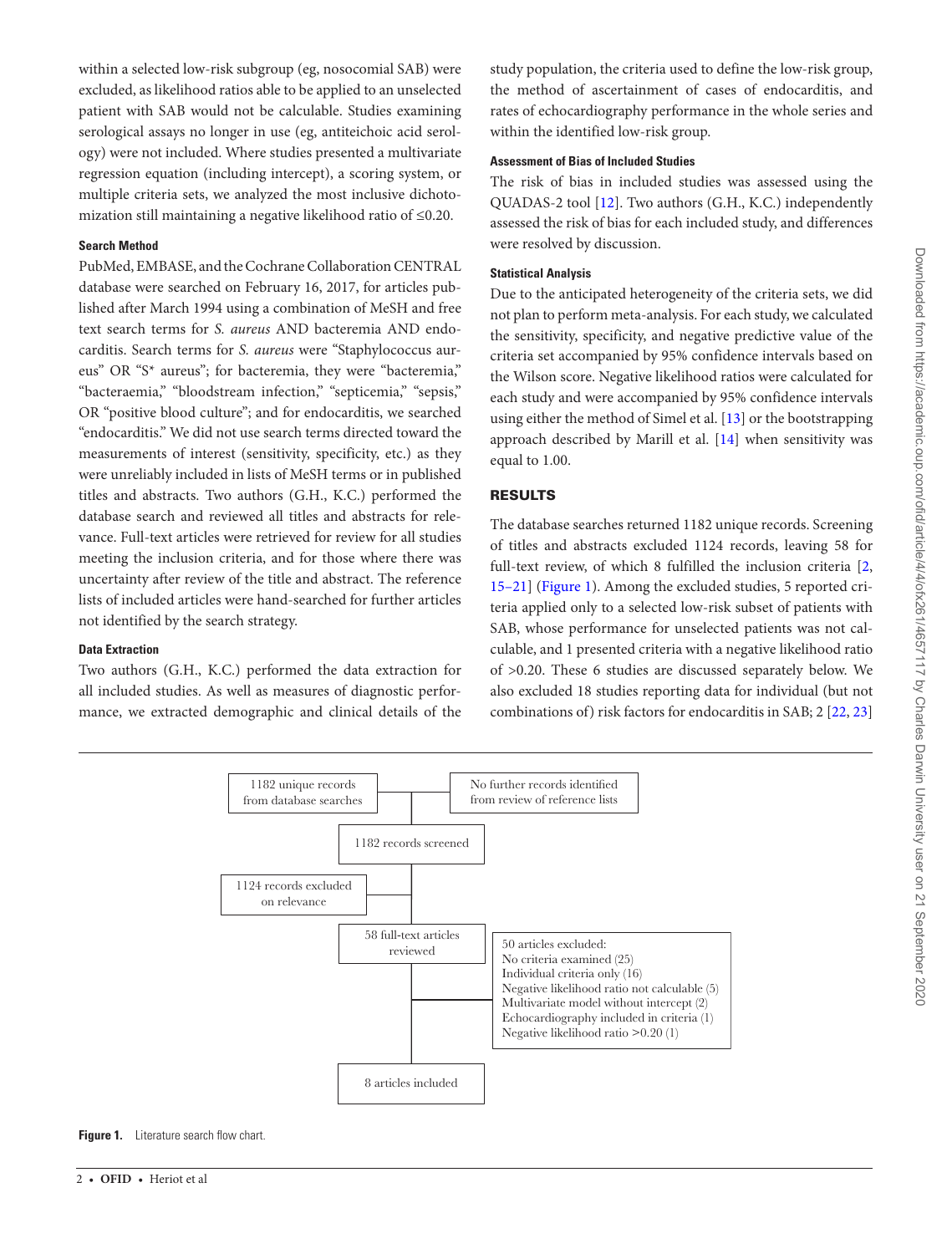within a selected low-risk subgroup (eg, nosocomial SAB) were excluded, as likelihood ratios able to be applied to an unselected patient with SAB would not be calculable. Studies examining serological assays no longer in use (eg, antiteichoic acid serology) were not included. Where studies presented a multivariate regression equation (including intercept), a scoring system, or multiple criteria sets, we analyzed the most inclusive dichotomization still maintaining a negative likelihood ratio of ≤0.20.

#### Search Method

PubMed, EMBASE, and the Cochrane Collaboration CENTRAL database were searched on February 16, 2017, for articles published after March 1994 using a combination of MeSH and free text search terms for *S. aureus* AND bacteremia AND endocarditis. Search terms for *S. aureus* were "Staphylococcus aureus" OR "S* aureus"; for bacteremia, they were "bacteremia," "bacteraemia," "bloodstream infection," "septicemia," "sepsis," OR "positive blood culture"; and for endocarditis, we searched "endocarditis." We did not use search terms directed toward the measurements of interest (sensitivity, specificity, etc.) as they were unreliably included in lists of MeSH terms or in published titles and abstracts. Two authors (G.H., K.C.) performed the database search and reviewed all titles and abstracts for relevance. Full-text articles were retrieved for review for all studies meeting the inclusion criteria, and for those where there was uncertainty after review of the title and abstract. The reference lists of included articles were hand-searched for further articles not identified by the search strategy.

#### Data Extraction

Two authors (G.H., K.C.) performed the data extraction for all included studies. As well as measures of diagnostic performance, we extracted demographic and clinical details of the study population, the criteria used to define the low-risk group, the method of ascertainment of cases of endocarditis, and rates of echocardiography performance in the whole series and within the identified low-risk group.

#### Assessment of Bias of Included Studies

The risk of bias in included studies was assessed using the QUADAS-2 tool [12]. Two authors (G.H., K.C.) independently assessed the risk of bias for each included study, and differences were resolved by discussion.

#### Statistical Analysis

Due to the anticipated heterogeneity of the criteria sets, we did not plan to perform meta-analysis. For each study, we calculated the sensitivity, specificity, and negative predictive value of the criteria set accompanied by 95% confidence intervals based on the Wilson score. Negative likelihood ratios were calculated for each study and were accompanied by 95% confidence intervals using either the method of Simel et al. [13] or the bootstrapping approach described by Marill et al. [14] when sensitivity was equal to 1.00.

## RESULTS

The database searches returned 1182 unique records. Screening of titles and abstracts excluded 1124 records, leaving 58 for full-text review, of which 8 fulfilled the inclusion criteria [2, 15–21] (Figure 1). Among the excluded studies, 5 reported criteria applied only to a selected low-risk subset of patients with SAB, whose performance for unselected patients was not calculable, and 1 presented criteria with a negative likelihood ratio of >0.20. These 6 studies are discussed separately below. We also excluded 18 studies reporting data for individual (but not combinations of) risk factors for endocarditis in SAB; 2 [22, 23]

- 1182 unique records from database searches
- No further records identified from review of reference lists
- 1182 records screened
- 1124 records excluded on relevance
- 58 full-text articles reviewed
- 50 articles excluded:
  - No criteria examined (25)
  - Individual criteria only (16)
  - Negative likelihood ratio not calculable (5)
  - Multivariate model without intercept (2)
  - Echocardiography included in criteria (1)
  - Negative likelihood ratio >0.20 (1)
- 8 articles included

**Figure 1.** Literature search flow chart.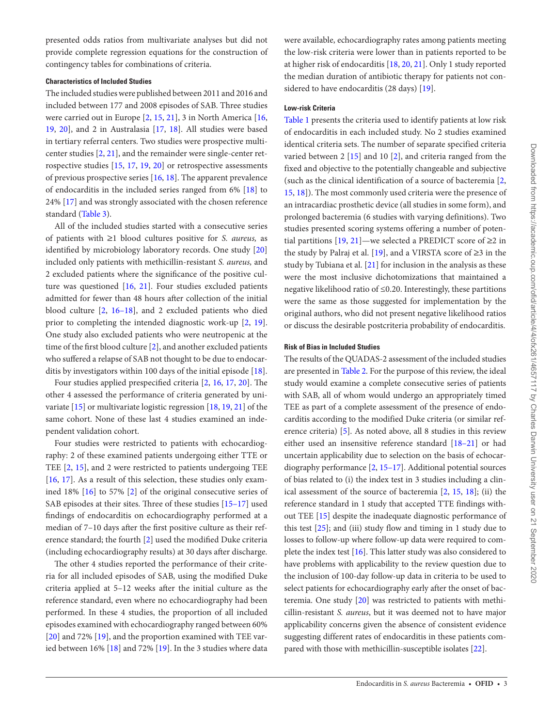presented odds ratios from multivariate analyses but did not provide complete regression equations for the construction of contingency tables for combinations of criteria.

#### Characteristics of Included Studies

The included studies were published between 2011 and 2016 and included between 177 and 2008 episodes of SAB. Three studies were carried out in Europe [2, 15, 21], 3 in North America [16, 19, 20], and 2 in Australasia [17, 18]. All studies were based in tertiary referral centers. Two studies were prospective multicenter studies [2, 21], and the remainder were single-center retrospective studies [15, 17, 19, 20] or retrospective assessments of previous prospective series [16, 18]. The apparent prevalence of endocarditis in the included series ranged from 6% [18] to 24% [17] and was strongly associated with the chosen reference standard (Table 3).

All of the included studies started with a consecutive series of patients with ≥1 blood cultures positive for *S. aureus,* as identified by microbiology laboratory records. One study [20] included only patients with methicillin-resistant *S. aureus,* and 2 excluded patients where the significance of the positive culture was questioned [16, 21]. Four studies excluded patients admitted for fewer than 48 hours after collection of the initial blood culture [2, 16–18], and 2 excluded patients who died prior to completing the intended diagnostic work-up [2, 19]. One study also excluded patients who were neutropenic at the time of the first blood culture [2], and another excluded patients who suffered a relapse of SAB not thought to be due to endocarditis by investigators within 100 days of the initial episode [18].

Four studies applied prespecified criteria [2, 16, 17, 20]. The other 4 assessed the performance of criteria generated by univariate [15] or multivariate logistic regression [18, 19, 21] of the same cohort. None of these last 4 studies examined an independent validation cohort.

Four studies were restricted to patients with echocardiography: 2 of these examined patients undergoing either TTE or TEE [2, 15], and 2 were restricted to patients undergoing TEE [16, 17]. As a result of this selection, these studies only examined 18% [16] to 57% [2] of the original consecutive series of SAB episodes at their sites. Three of these studies [15–17] used findings of endocarditis on echocardiography performed at a median of 7–10 days after the first positive culture as their reference standard; the fourth [2] used the modified Duke criteria (including echocardiography results) at 30 days after discharge.

The other 4 studies reported the performance of their criteria for all included episodes of SAB, using the modified Duke criteria applied at 5–12 weeks after the initial culture as the reference standard, even where no echocardiography had been performed. In these 4 studies, the proportion of all included episodes examined with echocardiography ranged between 60% [20] and 72% [19], and the proportion examined with TEE varied between 16% [18] and 72% [19]. In the 3 studies where data were available, echocardiography rates among patients meeting the low-risk criteria were lower than in patients reported to be at higher risk of endocarditis [18, 20, 21]. Only 1 study reported the median duration of antibiotic therapy for patients not considered to have endocarditis (28 days) [19].

#### Low-risk Criteria

Table 1 presents the criteria used to identify patients at low risk of endocarditis in each included study. No 2 studies examined identical criteria sets. The number of separate specified criteria varied between 2 [15] and 10 [2], and criteria ranged from the fixed and objective to the potentially changeable and subjective (such as the clinical identification of a source of bacteremia [2, 15, 18]). The most commonly used criteria were the presence of an intracardiac prosthetic device (all studies in some form), and prolonged bacteremia (6 studies with varying definitions). Two studies presented scoring systems offering a number of potential partitions [19, 21]—we selected a PREDICT score of ≥2 in the study by Palraj et al. [19], and a VIRSTA score of ≥3 in the study by Tubiana et al. [21] for inclusion in the analysis as these were the most inclusive dichotomizations that maintained a negative likelihood ratio of ≤0.20. Interestingly, these partitions were the same as those suggested for implementation by the original authors, who did not present negative likelihood ratios or discuss the desirable postcriteria probability of endocarditis.

#### Risk of Bias in Included Studies

The results of the QUADAS-2 assessment of the included studies are presented in Table 2. For the purpose of this review, the ideal study would examine a complete consecutive series of patients with SAB, all of whom would undergo an appropriately timed TEE as part of a complete assessment of the presence of endocarditis according to the modified Duke criteria (or similar reference criteria) [5]. As noted above, all 8 studies in this review either used an insensitive reference standard [18–21] or had uncertain applicability due to selection on the basis of echocardiography performance [2, 15–17]. Additional potential sources of bias related to (i) the index test in 3 studies including a clinical assessment of the source of bacteremia [2, 15, 18]; (ii) the reference standard in 1 study that accepted TTE findings without TEE [15] despite the inadequate diagnostic performance of this test [25]; and (iii) study flow and timing in 1 study due to losses to follow-up where follow-up data were required to complete the index test [16]. This latter study was also considered to have problems with applicability to the review question due to the inclusion of 100-day follow-up data in criteria to be used to select patients for echocardiography early after the onset of bacteremia. One study [20] was restricted to patients with methicillin-resistant *S. aureus*, but it was deemed not to have major applicability concerns given the absence of consistent evidence suggesting different rates of endocarditis in these patients compared with those with methicillin-susceptible isolates [22].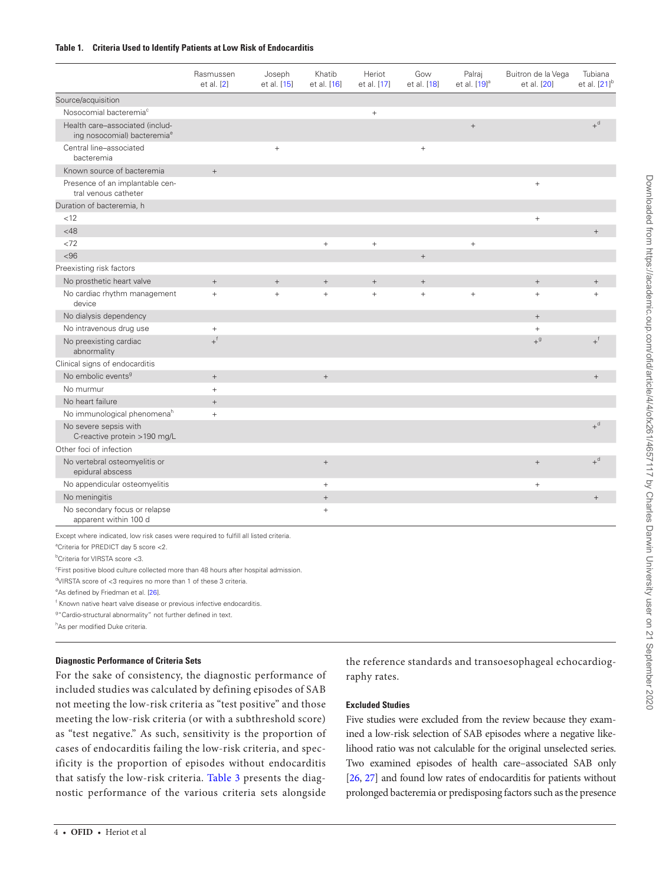**Table 1. Criteria Used to Identify Patients at Low Risk of Endocarditis**

| | Rasmussen et al. [2] | Joseph et al. [15] | Khatib et al. [16] | Heriot et al. [17] | Gow et al. [18] | Palraj et al. [19][a] | Buitron de la Vega et al. [20] | Tubiana et al. [21][b] |
|---|---|---|---|---|---|---|---|---|
| Source/acquisition | | | | | | | | |
| Nosocomial bacteremia[c] | | | | + | | | | |
| Health care–associated (including nosocomial) bacteremia[e] | | | | | | + | | +[d] |
| Central line–associated bacteremia | | + | | | + | | | |
| Known source of bacteremia | + | | | | | | | |
| Presence of an implantable central venous catheter | | | | | | | + | |
| Duration of bacteremia, h | | | | | | | | |
| <12 | | | | | | | + | |
| <48 | | | | | | | | + |
| <72 | | | + | + | | + | | |
| <96 | | | | | + | | | |
| Preexisting risk factors | | | | | | | | |
| No prosthetic heart valve | + | + | + | + | + | | + | + |
| No cardiac rhythm management device | + | + | + | + | + | + | + | + |
| No dialysis dependency | | | | | | | + | |
| No intravenous drug use | + | | | | | | + | |
| No preexisting cardiac abnormality | +[f] | | | | | | +[g] | +[f] |
| Clinical signs of endocarditis | | | | | | | | |
| No embolic events[g] | + | | + | | | | | + |
| No murmur | + | | | | | | | |
| No heart failure | + | | | | | | | |
| No immunological phenomena[h] | + | | | | | | | |
| No severe sepsis with C-reactive protein >190 mg/L | | | | | | | | +[d] |
| Other foci of infection | | | | | | | | |
| No vertebral osteomyelitis or epidural abscess | | | + | | | | + | +[d] |
| No appendicular osteomyelitis | | | + | | | | + | |
| No meningitis | | | + | | | | | + |
| No secondary focus or relapse apparent within 100 d | | | + | | | | | |

Except where indicated, low risk cases were required to fulfill all listed criteria.

[a]Criteria for PREDICT day 5 score <2.

[b]Criteria for VIRSTA score <3.

[c]First positive blood culture collected more than 48 hours after hospital admission.

[d]VIRSTA score of <3 requires no more than 1 of these 3 criteria.

[e]As defined by Friedman et al. [26].

[f] Known native heart valve disease or previous infective endocarditis.

[g]"Cardio-structural abnormality" not further defined in text.

[h]As per modified Duke criteria.

### Diagnostic Performance of Criteria Sets

For the sake of consistency, the diagnostic performance of included studies was calculated by defining episodes of SAB not meeting the low-risk criteria as "test positive" and those meeting the low-risk criteria (or with a subthreshold score) as "test negative." As such, sensitivity is the proportion of cases of endocarditis failing the low-risk criteria, and specificity is the proportion of episodes without endocarditis that satisfy the low-risk criteria. Table 3 presents the diagnostic performance of the various criteria sets alongside the reference standards and transoesophageal echocardiography rates.

### Excluded Studies

Five studies were excluded from the review because they examined a low-risk selection of SAB episodes where a negative likelihood ratio was not calculable for the original unselected series. Two examined episodes of health care–associated SAB only [26, 27] and found low rates of endocarditis for patients without prolonged bacteremia or predisposing factors such as the presence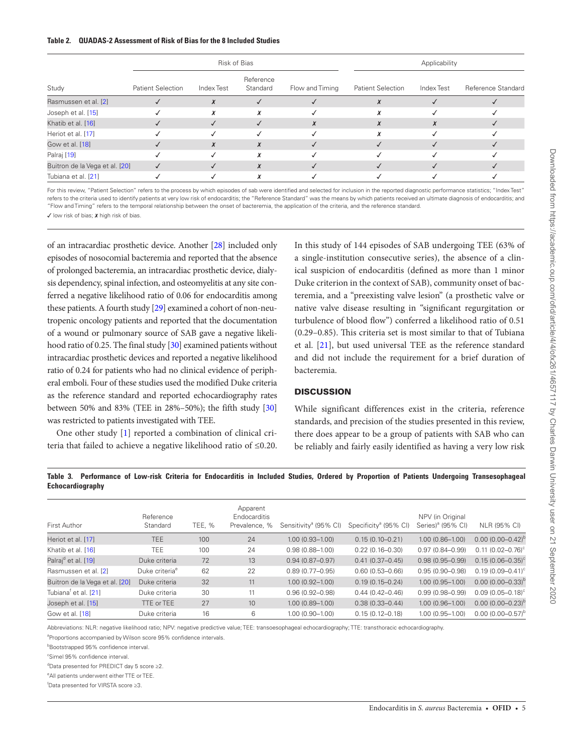**Table 2. QUADAS-2 Assessment of Risk of Bias for the 8 Included Studies**

| Study | Risk of Bias | | | | Applicability | | |
|---|---|---|---|---|---|---|---|
| | Patient Selection | Index Test | Reference Standard | Flow and Timing | Patient Selection | Index Test | Reference Standard |
| Rasmussen et al. [2] | ✓ | ✗ | ✓ | ✓ | ✗ | ✓ | ✓ |
| Joseph et al. [15] | ✓ | ✗ | ✗ | ✓ | ✗ | ✓ | ✓ |
| Khatib et al. [16] | ✓ | ✓ | ✓ | ✗ | ✗ | ✗ | ✓ |
| Heriot et al. [17] | ✓ | ✓ | ✓ | ✓ | ✗ | ✓ | ✓ |
| Gow et al. [18] | ✓ | ✗ | ✗ | ✓ | ✓ | ✓ | ✓ |
| Palraj [19] | ✓ | ✓ | ✗ | ✓ | ✓ | ✓ | ✓ |
| Buitron de la Vega et al. [20] | ✓ | ✓ | ✗ | ✓ | ✓ | ✓ | ✓ |
| Tubiana et al. [21] | ✓ | ✓ | ✗ | ✓ | ✓ | ✓ | ✓ |

For this review, "Patient Selection" refers to the process by which episodes of sab were identified and selected for inclusion in the reported diagnostic performance statistics; "Index Test" refers to the criteria used to identify patients at very low risk of endocarditis; the "Reference Standard" was the means by which patients received an ultimate diagnosis of endocarditis; and "Flow and Timing" refers to the temporal relationship between the onset of bacteremia, the application of the criteria, and the reference standard.

✓ low risk of bias; ✗ high risk of bias.

of an intracardiac prosthetic device. Another [28] included only episodes of nosocomial bacteremia and reported that the absence of prolonged bacteremia, an intracardiac prosthetic device, dialysis dependency, spinal infection, and osteomyelitis at any site conferred a negative likelihood ratio of 0.06 for endocarditis among these patients. A fourth study [29] examined a cohort of non-neutropenic oncology patients and reported that the documentation of a wound or pulmonary source of SAB gave a negative likelihood ratio of 0.25. The final study [30] examined patients without intracardiac prosthetic devices and reported a negative likelihood ratio of 0.24 for patients who had no clinical evidence of peripheral emboli. Four of these studies used the modified Duke criteria as the reference standard and reported echocardiography rates between 50% and 83% (TEE in 28%–50%); the fifth study [30] was restricted to patients investigated with TEE.

One other study [1] reported a combination of clinical criteria that failed to achieve a negative likelihood ratio of ≤0.20. In this study of 144 episodes of SAB undergoing TEE (63% of a single-institution consecutive series), the absence of a clinical suspicion of endocarditis (defined as more than 1 minor Duke criterion in the context of SAB), community onset of bacteremia, and a "preexisting valve lesion" (a prosthetic valve or native valve disease resulting in "significant regurgitation or turbulence of blood flow") conferred a likelihood ratio of 0.51 (0.29–0.85). This criteria set is most similar to that of Tubiana et al. [21], but used universal TEE as the reference standard and did not include the requirement for a brief duration of bacteremia.

## DISCUSSION

While significant differences exist in the criteria, reference standards, and precision of the studies presented in this review, there does appear to be a group of patients with SAB who can be reliably and fairly easily identified as having a very low risk

**Table 3. Performance of Low-risk Criteria for Endocarditis in Included Studies, Ordered by Proportion of Patients Undergoing Transesophageal Echocardiography**

| First Author | Reference Standard | TEE, % | Apparent Endocarditis Prevalence, % | Sensitivity[a] (95% CI) | Specificity[a] (95% CI) | NPV (in Original Series)[a] (95% CI) | NLR (95% CI) |
|---|---|---|---|---|---|---|---|
| Heriot et al. [17] | TEE | 100 | 24 | 1.00 (0.93–1.00) | 0.15 (0.10–0.21) | 1.00 (0.86–1.00) | 0.00 (0.00–0.42)[b] |
| Khatib et al. [16] | TEE | 100 | 24 | 0.98 (0.88–1.00) | 0.22 (0.16–0.30) | 0.97 (0.84–0.99) | 0.11 (0.02–0.76)[c] |
| Palraj[d] et al. [19] | Duke criteria | 72 | 13 | 0.94 (0.87–0.97) | 0.41 (0.37–0.45) | 0.98 (0.95–0.99) | 0.15 (0.06–0.35)[c] |
| Rasmussen et al. [2] | Duke criteria[e] | 62 | 22 | 0.89 (0.77–0.95) | 0.60 (0.53–0.66) | 0.95 (0.90–0.98) | 0.19 (0.09–0.41)[c] |
| Buitron de la Vega et al. [20] | Duke criteria | 32 | 11 | 1.00 (0.92–1.00) | 0.19 (0.15–0.24) | 1.00 (0.95–1.00) | 0.00 (0.00–0.33)[b] |
| Tubiana[f] et al. [21] | Duke criteria | 30 | 11 | 0.96 (0.92–0.98) | 0.44 (0.42–0.46) | 0.99 (0.98–0.99) | 0.09 (0.05–0.18)[c] |
| Joseph et al. [15] | TTE or TEE | 27 | 10 | 1.00 (0.89–1.00) | 0.38 (0.33–0.44) | 1.00 (0.96–1.00) | 0.00 (0.00–0.23)[b] |
| Gow et al. [18] | Duke criteria | 16 | 6 | 1.00 (0.90–1.00) | 0.15 (0.12–0.18) | 1.00 (0.95–1.00) | 0.00 (0.00–0.57)[b] |

Abbreviations: NLR: negative likelihood ratio; NPV: negative predictive value; TEE: transoesophageal echocardiography; TTE: transthoracic echocardiography.

[a]Proportions accompanied by Wilson score 95% confidence intervals.

[b]Bootstrapped 95% confidence interval.

[c]Simel 95% confidence interval.

[d]Data presented for PREDICT day 5 score ≥2.

[e]All patients underwent either TTE or TEE.

[f]Data presented for VIRSTA score ≥3.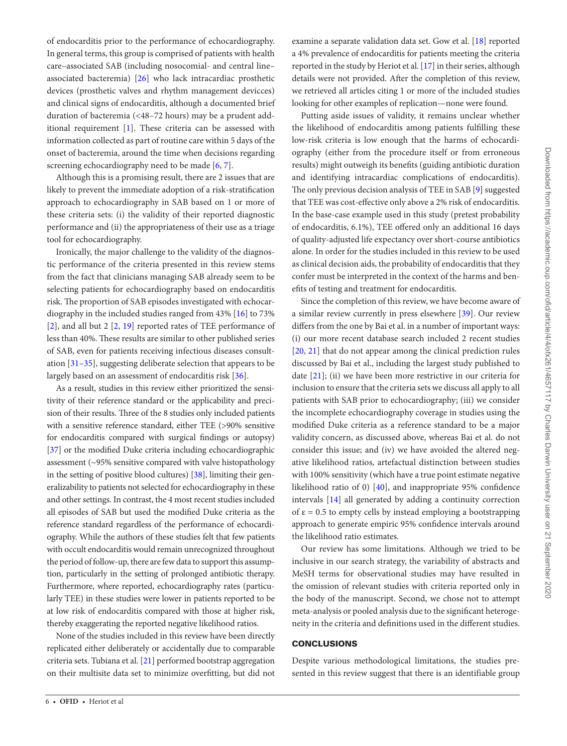of endocarditis prior to the performance of echocardiography. In general terms, this group is comprised of patients with health care–associated SAB (including nosocomial- and central line–associated bacteremia) [26] who lack intracardiac prosthetic devices (prosthetic valves and rhythm management devicces) and clinical signs of endocarditis, although a documented brief duration of bacteremia (<48–72 hours) may be a prudent additional requirement [1]. These criteria can be assessed with information collected as part of routine care within 5 days of the onset of bacteremia, around the time when decisions regarding screening echocardiography need to be made [6, 7].

Although this is a promising result, there are 2 issues that are likely to prevent the immediate adoption of a risk-stratification approach to echocardiography in SAB based on 1 or more of these criteria sets: (i) the validity of their reported diagnostic performance and (ii) the appropriateness of their use as a triage tool for echocardiography.

Ironically, the major challenge to the validity of the diagnostic performance of the criteria presented in this review stems from the fact that clinicians managing SAB already seem to be selecting patients for echocardiography based on endocarditis risk. The proportion of SAB episodes investigated with echocardiography in the included studies ranged from 43% [16] to 73% [2], and all but 2 [2, 19] reported rates of TEE performance of less than 40%. These results are similar to other published series of SAB, even for patients receiving infectious diseases consultation [31–35], suggesting deliberate selection that appears to be largely based on an assessment of endocarditis risk [36].

As a result, studies in this review either prioritized the sensitivity of their reference standard or the applicability and precision of their results. Three of the 8 studies only included patients with a sensitive reference standard, either TEE (>90% sensitive for endocarditis compared with surgical findings or autopsy) [37] or the modified Duke criteria including echocardiographic assessment (~95% sensitive compared with valve histopathology in the setting of positive blood cultures) [38], limiting their generalizability to patients not selected for echocardiography in these and other settings. In contrast, the 4 most recent studies included all episodes of SAB but used the modified Duke criteria as the reference standard regardless of the performance of echocardiography. While the authors of these studies felt that few patients with occult endocarditis would remain unrecognized throughout the period of follow-up, there are few data to support this assumption, particularly in the setting of prolonged antibiotic therapy. Furthermore, where reported, echocardiography rates (particularly TEE) in these studies were lower in patients reported to be at low risk of endocarditis compared with those at higher risk, thereby exaggerating the reported negative likelihood ratios.

None of the studies included in this review have been directly replicated either deliberately or accidentally due to comparable criteria sets. Tubiana et al. [21] performed bootstrap aggregation on their multisite data set to minimize overfitting, but did not examine a separate validation data set. Gow et al. [18] reported a 4% prevalence of endocarditis for patients meeting the criteria reported in the study by Heriot et al. [17] in their series, although details were not provided. After the completion of this review, we retrieved all articles citing 1 or more of the included studies looking for other examples of replication—none were found.

Putting aside issues of validity, it remains unclear whether the likelihood of endocarditis among patients fulfilling these low-risk criteria is low enough that the harms of echocardiography (either from the procedure itself or from erroneous results) might outweigh its benefits (guiding antibiotic duration and identifying intracardiac complications of endocarditis). The only previous decision analysis of TEE in SAB [9] suggested that TEE was cost-effective only above a 2% risk of endocarditis. In the base-case example used in this study (pretest probability of endocarditis, 6.1%), TEE offered only an additional 16 days of quality-adjusted life expectancy over short-course antibiotics alone. In order for the studies included in this review to be used as clinical decision aids, the probability of endocarditis that they confer must be interpreted in the context of the harms and benefits of testing and treatment for endocarditis.

Since the completion of this review, we have become aware of a similar review currently in press elsewhere [39]. Our review differs from the one by Bai et al. in a number of important ways: (i) our more recent database search included 2 recent studies [20, 21] that do not appear among the clinical prediction rules discussed by Bai et al., including the largest study published to date [21]; (ii) we have been more restrictive in our criteria for inclusion to ensure that the criteria sets we discuss all apply to all patients with SAB prior to echocardiography; (iii) we consider the incomplete echocardiography coverage in studies using the modified Duke criteria as a reference standard to be a major validity concern, as discussed above, whereas Bai et al. do not consider this issue; and (iv) we have avoided the altered negative likelihood ratios, artefactual distinction between studies with 100% sensitivity (which have a true point estimate negative likelihood ratio of 0) [40], and inappropriate 95% confidence intervals [14] all generated by adding a continuity correction of $\varepsilon = 0.5$ to empty cells by instead employing a bootstrapping approach to generate empiric 95% confidence intervals around the likelihood ratio estimates.

Our review has some limitations. Although we tried to be inclusive in our search strategy, the variability of abstracts and MeSH terms for observational studies may have resulted in the omission of relevant studies with criteria reported only in the body of the manuscript. Second, we chose not to attempt meta-analysis or pooled analysis due to the significant heterogeneity in the criteria and definitions used in the different studies.

## CONCLUSIONS

Despite various methodological limitations, the studies presented in this review suggest that there is an identifiable group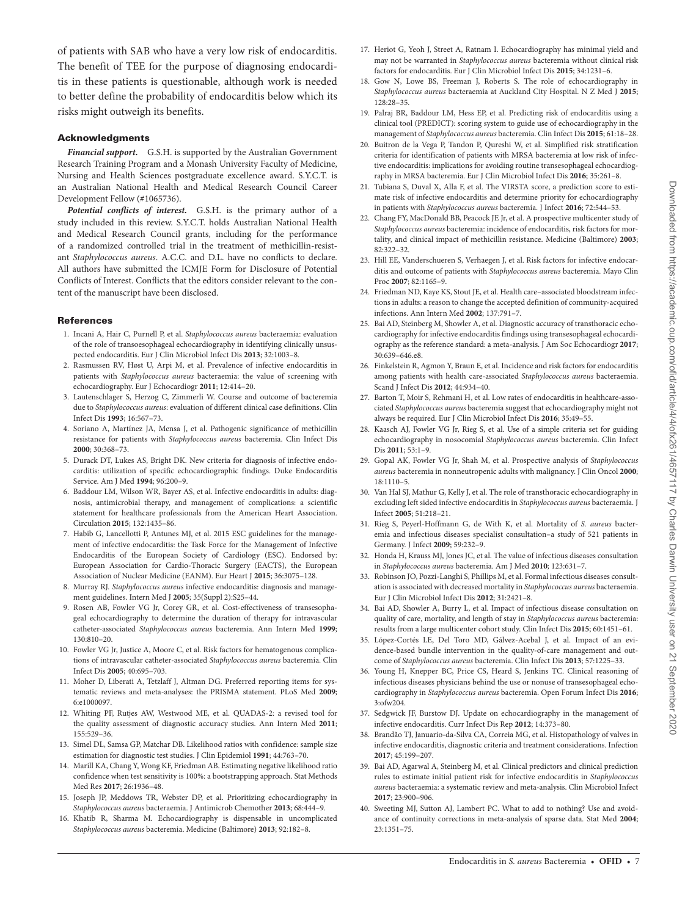of patients with SAB who have a very low risk of endocarditis. The benefit of TEE for the purpose of diagnosing endocarditis in these patients is questionable, although work is needed to better define the probability of endocarditis below which its risks might outweigh its benefits.

## Acknowledgments

***Financial support.*** G.S.H. is supported by the Australian Government Research Training Program and a Monash University Faculty of Medicine, Nursing and Health Sciences postgraduate excellence award. S.Y.C.T. is an Australian National Health and Medical Research Council Career Development Fellow (#1065736).

***Potential conflicts of interest.*** G.S.H. is the primary author of a study included in this review. S.Y.C.T. holds Australian National Health and Medical Research Council grants, including for the performance of a randomized controlled trial in the treatment of methicillin-resistant *Staphylococcus aureus*. A.C.C. and D.L. have no conflicts to declare. All authors have submitted the ICMJE Form for Disclosure of Potential Conflicts of Interest. Conflicts that the editors consider relevant to the content of the manuscript have been disclosed.

## References

1. Incani A, Hair C, Purnell P, et al. *Staphylococcus aureus* bacteraemia: evaluation of the role of transoesophageal echocardiography in identifying clinically unsuspected endocarditis. Eur J Clin Microbiol Infect Dis **2013**; 32:1003–8.
2. Rasmussen RV, Høst U, Arpi M, et al. Prevalence of infective endocarditis in patients with *Staphylococcus aureus* bacteraemia: the value of screening with echocardiography. Eur J Echocardiogr **2011**; 12:414–20.
3. Lautenschlager S, Herzog C, Zimmerli W. Course and outcome of bacteremia due to *Staphylococcus aureus*: evaluation of different clinical case definitions. Clin Infect Dis **1993**; 16:567–73.
4. Soriano A, Martínez JA, Mensa J, et al. Pathogenic significance of methicillin resistance for patients with *Staphylococcus aureus* bacteremia. Clin Infect Dis **2000**; 30:368–73.
5. Durack DT, Lukes AS, Bright DK. New criteria for diagnosis of infective endocarditis: utilization of specific echocardiographic findings. Duke Endocarditis Service. Am J Med **1994**; 96:200–9.
6. Baddour LM, Wilson WR, Bayer AS, et al. Infective endocarditis in adults: diagnosis, antimicrobial therapy, and management of complications: a scientific statement for healthcare professionals from the American Heart Association. Circulation **2015**; 132:1435–86.
7. Habib G, Lancellotti P, Antunes MJ, et al. 2015 ESC guidelines for the management of infective endocarditis: the Task Force for the Management of Infective Endocarditis of the European Society of Cardiology (ESC). Endorsed by: European Association for Cardio-Thoracic Surgery (EACTS), the European Association of Nuclear Medicine (EANM). Eur Heart J **2015**; 36:3075–128.
8. Murray RJ. *Staphylococcus aureus* infective endocarditis: diagnosis and management guidelines. Intern Med J **2005**; 35(Suppl 2):S25–44.
9. Rosen AB, Fowler VG Jr, Corey GR, et al. Cost-effectiveness of transesophageal echocardiography to determine the duration of therapy for intravascular catheter-associated *Staphylococcus aureus* bacteremia. Ann Intern Med **1999**; 130:810–20.
10. Fowler VG Jr, Justice A, Moore C, et al. Risk factors for hematogenous complications of intravascular catheter-associated *Staphylococcus aureus* bacteremia. Clin Infect Dis **2005**; 40:695–703.
11. Moher D, Liberati A, Tetzlaff J, Altman DG. Preferred reporting items for systematic reviews and meta-analyses: the PRISMA statement. PLoS Med **2009**; 6:e1000097.
12. Whiting PF, Rutjes AW, Westwood ME, et al. QUADAS-2: a revised tool for the quality assessment of diagnostic accuracy studies. Ann Intern Med **2011**; 155:529–36.
13. Simel DL, Samsa GP, Matchar DB. Likelihood ratios with confidence: sample size estimation for diagnostic test studies. J Clin Epidemiol **1991**; 44:763–70.
14. Marill KA, Chang Y, Wong KF, Friedman AB. Estimating negative likelihood ratio confidence when test sensitivity is 100%: a bootstrapping approach. Stat Methods Med Res **2017**; 26:1936–48.
15. Joseph JP, Meddows TR, Webster DP, et al. Prioritizing echocardiography in *Staphylococcus aureus* bacteraemia. J Antimicrob Chemother **2013**; 68:444–9.
16. Khatib R, Sharma M. Echocardiography is dispensable in uncomplicated *Staphylococcus aureus* bacteremia. Medicine (Baltimore) **2013**; 92:182–8.
17. Heriot G, Yeoh J, Street A, Ratnam I. Echocardiography has minimal yield and may not be warranted in *Staphylococcus aureus* bacteremia without clinical risk factors for endocarditis. Eur J Clin Microbiol Infect Dis **2015**; 34:1231–6.
18. Gow N, Lowe BS, Freeman J, Roberts S. The role of echocardiography in *Staphylococcus aureus* bacteraemia at Auckland City Hospital. N Z Med J **2015**; 128:28–35.
19. Palraj BR, Baddour LM, Hess EP, et al. Predicting risk of endocarditis using a clinical tool (PREDICT): scoring system to guide use of echocardiography in the management of *Staphylococcus aureus* bacteremia. Clin Infect Dis **2015**; 61:18–28.
20. Buitron de la Vega P, Tandon P, Qureshi W, et al. Simplified risk stratification criteria for identification of patients with MRSA bacteremia at low risk of infective endocarditis: implications for avoiding routine transesophageal echocardiography in MRSA bacteremia. Eur J Clin Microbiol Infect Dis **2016**; 35:261–8.
21. Tubiana S, Duval X, Alla F, et al. The VIRSTA score, a prediction score to estimate risk of infective endocarditis and determine priority for echocardiography in patients with *Staphylococcus aureus* bacteremia. J Infect **2016**; 72:544–53.
22. Chang FY, MacDonald BB, Peacock JE Jr, et al. A prospective multicenter study of *Staphylococcus aureus* bacteremia: incidence of endocarditis, risk factors for mortality, and clinical impact of methicillin resistance. Medicine (Baltimore) **2003**; 82:322–32.
23. Hill EE, Vanderschueren S, Verhaegen J, et al. Risk factors for infective endocarditis and outcome of patients with *Staphylococcus aureus* bacteremia. Mayo Clin Proc **2007**; 82:1165–9.
24. Friedman ND, Kaye KS, Stout JE, et al. Health care–associated bloodstream infections in adults: a reason to change the accepted definition of community-acquired infections. Ann Intern Med **2002**; 137:791–7.
25. Bai AD, Steinberg M, Showler A, et al. Diagnostic accuracy of transthoracic echocardiography for infective endocarditis findings using transesophageal echocardiography as the reference standard: a meta-analysis. J Am Soc Echocardiogr **2017**; 30:639–646.e8.
26. Finkelstein R, Agmon Y, Braun E, et al. Incidence and risk factors for endocarditis among patients with health care-associated *Staphylococcus aureus* bacteraemia. Scand J Infect Dis **2012**; 44:934–40.
27. Barton T, Moir S, Rehmani H, et al. Low rates of endocarditis in healthcare-associated *Staphylococcus aureus* bacteremia suggest that echocardiography might not always be required. Eur J Clin Microbiol Infect Dis **2016**; 35:49–55.
28. Kaasch AJ, Fowler VG Jr, Rieg S, et al. Use of a simple criteria set for guiding echocardiography in nosocomial *Staphylococcus aureus* bacteremia. Clin Infect Dis **2011**; 53:1–9.
29. Gopal AK, Fowler VG Jr, Shah M, et al. Prospective analysis of *Staphylococcus aureus* bacteremia in nonneutropenic adults with malignancy. J Clin Oncol **2000**; 18:1110–5.
30. Van Hal SJ, Mathur G, Kelly J, et al. The role of transthoracic echocardiography in excluding left sided infective endocarditis in *Staphylococcus aureus* bacteraemia. J Infect **2005**; 51:218–21.
31. Rieg S, Peyerl-Hoffmann G, de With K, et al. Mortality of *S. aureus* bacteremia and infectious diseases specialist consultation–a study of 521 patients in Germany. J Infect **2009**; 59:232–9.
32. Honda H, Krauss MJ, Jones JC, et al. The value of infectious diseases consultation in *Staphylococcus aureus* bacteremia. Am J Med **2010**; 123:631–7.
33. Robinson JO, Pozzi-Langhi S, Phillips M, et al. Formal infectious diseases consultation is associated with decreased mortality in *Staphylococcus aureus* bacteraemia. Eur J Clin Microbiol Infect Dis **2012**; 31:2421–8.
34. Bai AD, Showler A, Burry L, et al. Impact of infectious disease consultation on quality of care, mortality, and length of stay in *Staphylococcus aureus* bacteremia: results from a large multicenter cohort study. Clin Infect Dis **2015**; 60:1451–61.
35. López-Cortés LE, Del Toro MD, Gálvez-Acebal J, et al. Impact of an evidence-based bundle intervention in the quality-of-care management and outcome of *Staphylococcus aureus* bacteremia. Clin Infect Dis **2013**; 57:1225–33.
36. Young H, Knepper BC, Price CS, Heard S, Jenkins TC. Clinical reasoning of infectious diseases physicians behind the use or nonuse of transesophageal echocardiography in *Staphylococcus aureus* bacteremia. Open Forum Infect Dis **2016**; 3:ofw204.
37. Sedgwick JF, Burstow DJ. Update on echocardiography in the management of infective endocarditis. Curr Infect Dis Rep **2012**; 14:373–80.
38. Brandão TJ, Januario-da-Silva CA, Correia MG, et al. Histopathology of valves in infective endocarditis, diagnostic criteria and treatment considerations. Infection **2017**; 45:199–207.
39. Bai AD, Agarwal A, Steinberg M, et al. Clinical predictors and clinical prediction rules to estimate initial patient risk for infective endocarditis in *Staphylococcus aureus* bacteraemia: a systematic review and meta-analysis. Clin Microbiol Infect **2017**; 23:900–906.
40. Sweeting MJ, Sutton AJ, Lambert PC. What to add to nothing? Use and avoidance of continuity corrections in meta-analysis of sparse data. Stat Med **2004**; 23:1351–75.